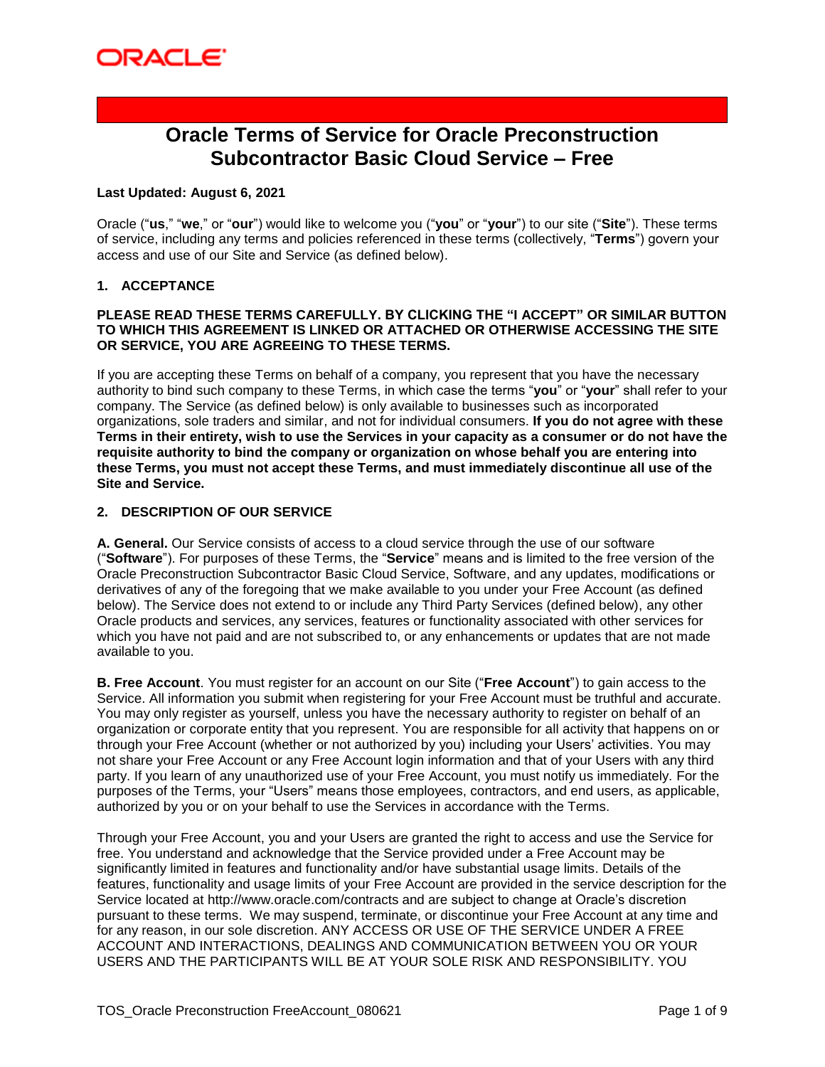# Oracle Terms of Service for Oracle Preconstruction Subcontractor Basic Cloud Service – Free

**Last Updated: August 6, 2021**

Oracle ("**us**," "**we**," or "**our**") would like to welcome you ("**you**" or "**your**") to our site ("**Site**"). These terms of service, including any terms and policies referenced in these terms (collectively, "**Terms**") govern your access and use of our Site and Service (as defined below).

## 1. ACCEPTANCE

**PLEASE READ THESE TERMS CAREFULLY. BY CLICKING THE "I ACCEPT" OR SIMILAR BUTTON TO WHICH THIS AGREEMENT IS LINKED OR ATTACHED OR OTHERWISE ACCESSING THE SITE OR SERVICE, YOU ARE AGREEING TO THESE TERMS.**

If you are accepting these Terms on behalf of a company, you represent that you have the necessary authority to bind such company to these Terms, in which case the terms "**you**" or "**your**" shall refer to your company. The Service (as defined below) is only available to businesses such as incorporated organizations, sole traders and similar, and not for individual consumers. **If you do not agree with these Terms in their entirety, wish to use the Services in your capacity as a consumer or do not have the requisite authority to bind the company or organization on whose behalf you are entering into these Terms, you must not accept these Terms, and must immediately discontinue all use of the Site and Service.**

## 2. DESCRIPTION OF OUR SERVICE

**A. General.** Our Service consists of access to a cloud service through the use of our software ("**Software**"). For purposes of these Terms, the "**Service**" means and is limited to the free version of the Oracle Preconstruction Subcontractor Basic Cloud Service, Software, and any updates, modifications or derivatives of any of the foregoing that we make available to you under your Free Account (as defined below). The Service does not extend to or include any Third Party Services (defined below), any other Oracle products and services, any services, features or functionality associated with other services for which you have not paid and are not subscribed to, or any enhancements or updates that are not made available to you.

**B. Free Account**. You must register for an account on our Site ("**Free Account**") to gain access to the Service. All information you submit when registering for your Free Account must be truthful and accurate. You may only register as yourself, unless you have the necessary authority to register on behalf of an organization or corporate entity that you represent. You are responsible for all activity that happens on or through your Free Account (whether or not authorized by you) including your Users' activities. You may not share your Free Account or any Free Account login information and that of your Users with any third party. If you learn of any unauthorized use of your Free Account, you must notify us immediately. For the purposes of the Terms, your "Users" means those employees, contractors, and end users, as applicable, authorized by you or on your behalf to use the Services in accordance with the Terms.

Through your Free Account, you and your Users are granted the right to access and use the Service for free. You understand and acknowledge that the Service provided under a Free Account may be significantly limited in features and functionality and/or have substantial usage limits. Details of the features, functionality and usage limits of your Free Account are provided in the service description for the Service located at http://www.oracle.com/contracts and are subject to change at Oracle's discretion pursuant to these terms. We may suspend, terminate, or discontinue your Free Account at any time and for any reason, in our sole discretion. ANY ACCESS OR USE OF THE SERVICE UNDER A FREE ACCOUNT AND INTERACTIONS, DEALINGS AND COMMUNICATION BETWEEN YOU OR YOUR USERS AND THE PARTICIPANTS WILL BE AT YOUR SOLE RISK AND RESPONSIBILITY. YOU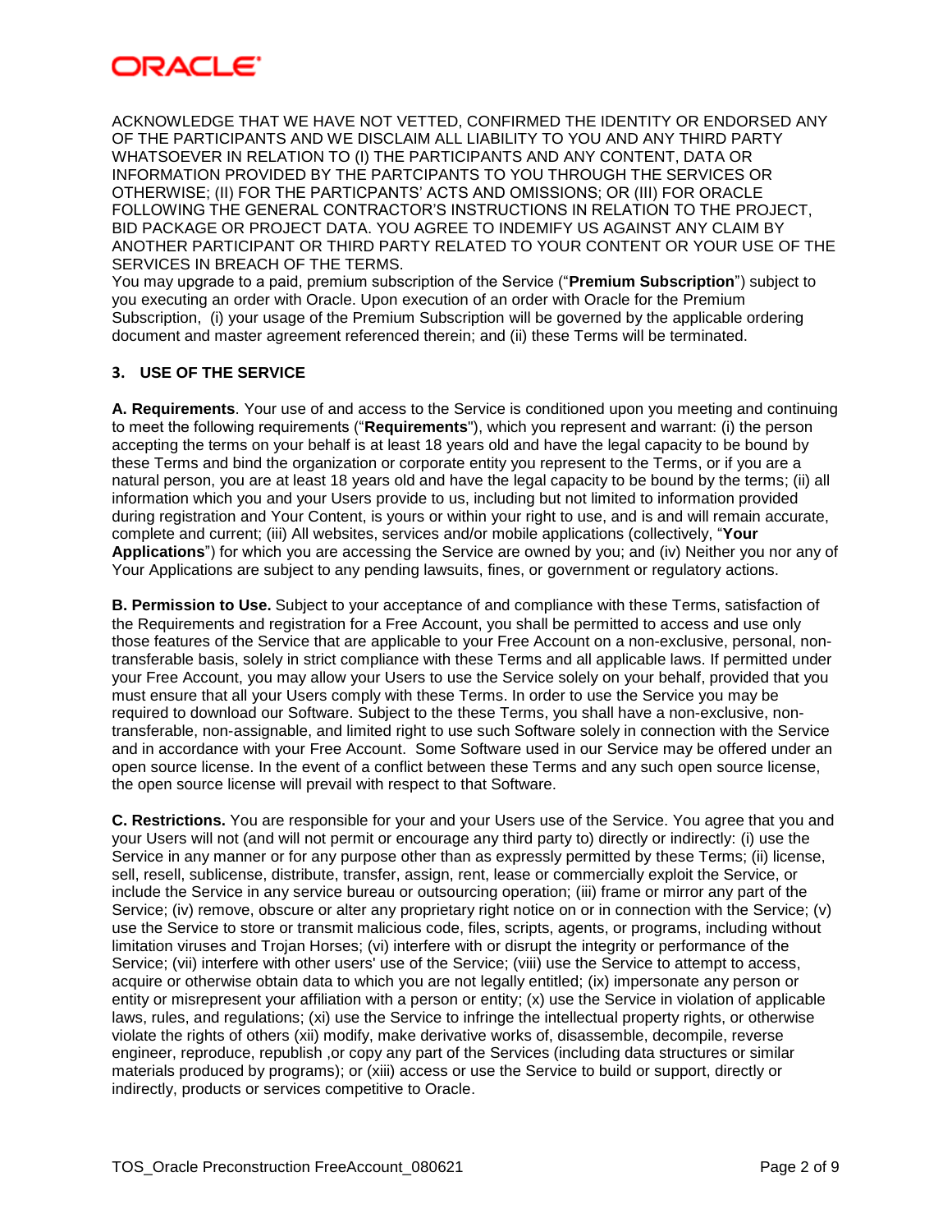ACKNOWLEDGE THAT WE HAVE NOT VETTED, CONFIRMED THE IDENTITY OR ENDORSED ANY OF THE PARTICIPANTS AND WE DISCLAIM ALL LIABILITY TO YOU AND ANY THIRD PARTY WHATSOEVER IN RELATION TO (I) THE PARTICIPANTS AND ANY CONTENT, DATA OR INFORMATION PROVIDED BY THE PARTCIPANTS TO YOU THROUGH THE SERVICES OR OTHERWISE; (II) FOR THE PARTICPANTS' ACTS AND OMISSIONS; OR (III) FOR ORACLE FOLLOWING THE GENERAL CONTRACTOR'S INSTRUCTIONS IN RELATION TO THE PROJECT, BID PACKAGE OR PROJECT DATA. YOU AGREE TO INDEMIFY US AGAINST ANY CLAIM BY ANOTHER PARTICIPANT OR THIRD PARTY RELATED TO YOUR CONTENT OR YOUR USE OF THE SERVICES IN BREACH OF THE TERMS.

You may upgrade to a paid, premium subscription of the Service ("**Premium Subscription**") subject to you executing an order with Oracle. Upon execution of an order with Oracle for the Premium Subscription, (i) your usage of the Premium Subscription will be governed by the applicable ordering document and master agreement referenced therein; and (ii) these Terms will be terminated.

### 3. USE OF THE SERVICE

**A. Requirements**. Your use of and access to the Service is conditioned upon you meeting and continuing to meet the following requirements ("**Requirements**"), which you represent and warrant: (i) the person accepting the terms on your behalf is at least 18 years old and have the legal capacity to be bound by these Terms and bind the organization or corporate entity you represent to the Terms, or if you are a natural person, you are at least 18 years old and have the legal capacity to be bound by the terms; (ii) all information which you and your Users provide to us, including but not limited to information provided during registration and Your Content, is yours or within your right to use, and is and will remain accurate, complete and current; (iii) All websites, services and/or mobile applications (collectively, "**Your Applications**") for which you are accessing the Service are owned by you; and (iv) Neither you nor any of Your Applications are subject to any pending lawsuits, fines, or government or regulatory actions.

**B. Permission to Use.** Subject to your acceptance of and compliance with these Terms, satisfaction of the Requirements and registration for a Free Account, you shall be permitted to access and use only those features of the Service that are applicable to your Free Account on a non-exclusive, personal, non-transferable basis, solely in strict compliance with these Terms and all applicable laws. If permitted under your Free Account, you may allow your Users to use the Service solely on your behalf, provided that you must ensure that all your Users comply with these Terms. In order to use the Service you may be required to download our Software. Subject to the these Terms, you shall have a non-exclusive, non-transferable, non-assignable, and limited right to use such Software solely in connection with the Service and in accordance with your Free Account. Some Software used in our Service may be offered under an open source license. In the event of a conflict between these Terms and any such open source license, the open source license will prevail with respect to that Software.

**C. Restrictions.** You are responsible for your and your Users use of the Service. You agree that you and your Users will not (and will not permit or encourage any third party to) directly or indirectly: (i) use the Service in any manner or for any purpose other than as expressly permitted by these Terms; (ii) license, sell, resell, sublicense, distribute, transfer, assign, rent, lease or commercially exploit the Service, or include the Service in any service bureau or outsourcing operation; (iii) frame or mirror any part of the Service; (iv) remove, obscure or alter any proprietary right notice on or in connection with the Service; (v) use the Service to store or transmit malicious code, files, scripts, agents, or programs, including without limitation viruses and Trojan Horses; (vi) interfere with or disrupt the integrity or performance of the Service; (vii) interfere with other users' use of the Service; (viii) use the Service to attempt to access, acquire or otherwise obtain data to which you are not legally entitled; (ix) impersonate any person or entity or misrepresent your affiliation with a person or entity; (x) use the Service in violation of applicable laws, rules, and regulations; (xi) use the Service to infringe the intellectual property rights, or otherwise violate the rights of others (xii) modify, make derivative works of, disassemble, decompile, reverse engineer, reproduce, republish ,or copy any part of the Services (including data structures or similar materials produced by programs); or (xiii) access or use the Service to build or support, directly or indirectly, products or services competitive to Oracle.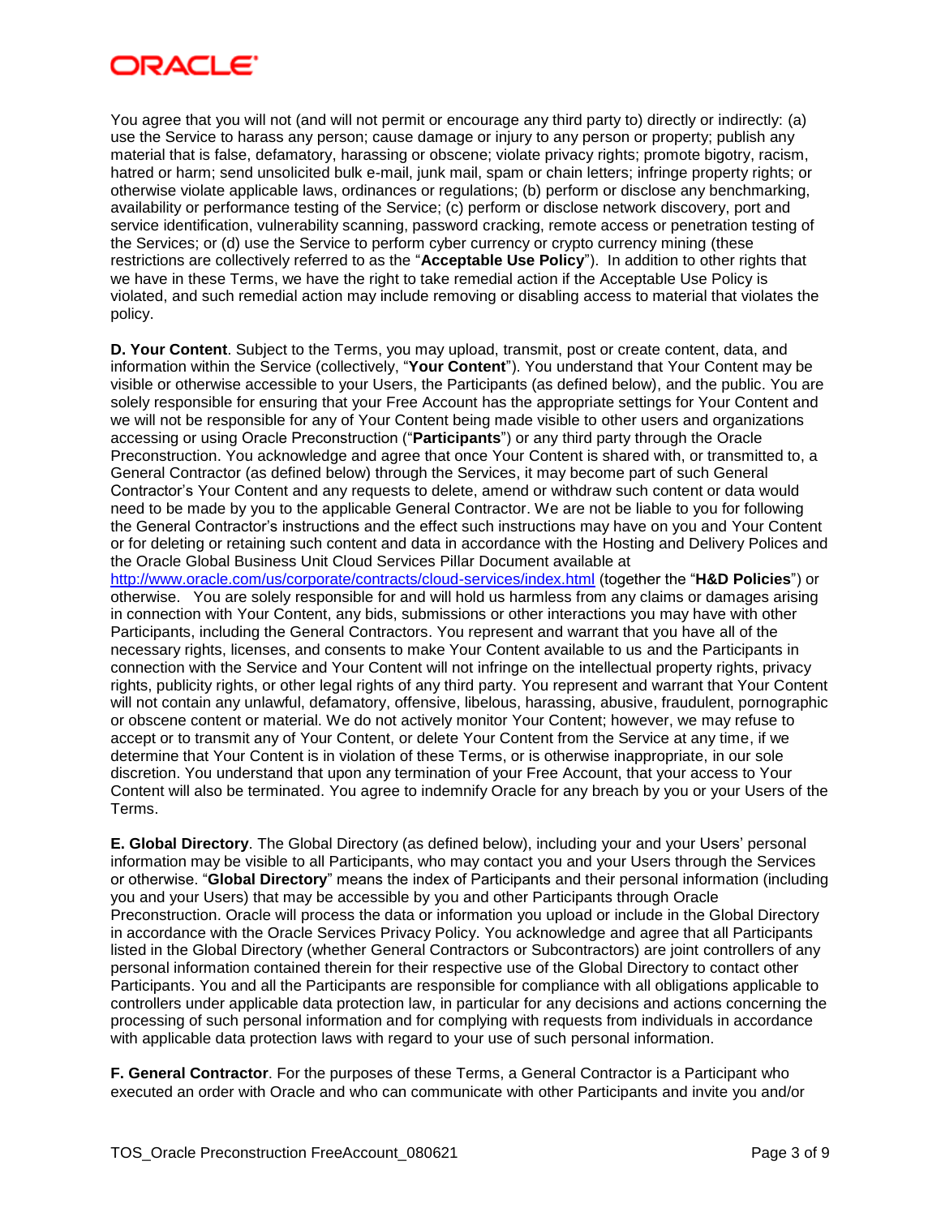You agree that you will not (and will not permit or encourage any third party to) directly or indirectly: (a) use the Service to harass any person; cause damage or injury to any person or property; publish any material that is false, defamatory, harassing or obscene; violate privacy rights; promote bigotry, racism, hatred or harm; send unsolicited bulk e-mail, junk mail, spam or chain letters; infringe property rights; or otherwise violate applicable laws, ordinances or regulations; (b) perform or disclose any benchmarking, availability or performance testing of the Service; (c) perform or disclose network discovery, port and service identification, vulnerability scanning, password cracking, remote access or penetration testing of the Services; or (d) use the Service to perform cyber currency or crypto currency mining (these restrictions are collectively referred to as the "**Acceptable Use Policy**"). In addition to other rights that we have in these Terms, we have the right to take remedial action if the Acceptable Use Policy is violated, and such remedial action may include removing or disabling access to material that violates the policy.

**D. Your Content**. Subject to the Terms, you may upload, transmit, post or create content, data, and information within the Service (collectively, "**Your Content**"). You understand that Your Content may be visible or otherwise accessible to your Users, the Participants (as defined below), and the public. You are solely responsible for ensuring that your Free Account has the appropriate settings for Your Content and we will not be responsible for any of Your Content being made visible to other users and organizations accessing or using Oracle Preconstruction ("**Participants**") or any third party through the Oracle Preconstruction. You acknowledge and agree that once Your Content is shared with, or transmitted to, a General Contractor (as defined below) through the Services, it may become part of such General Contractor's Your Content and any requests to delete, amend or withdraw such content or data would need to be made by you to the applicable General Contractor. We are not be liable to you for following the General Contractor's instructions and the effect such instructions may have on you and Your Content or for deleting or retaining such content and data in accordance with the Hosting and Delivery Polices and the Oracle Global Business Unit Cloud Services Pillar Document available at http://www.oracle.com/us/corporate/contracts/cloud-services/index.html (together the "**H&D Policies**") or otherwise. You are solely responsible for and will hold us harmless from any claims or damages arising in connection with Your Content, any bids, submissions or other interactions you may have with other Participants, including the General Contractors. You represent and warrant that you have all of the necessary rights, licenses, and consents to make Your Content available to us and the Participants in connection with the Service and Your Content will not infringe on the intellectual property rights, privacy rights, publicity rights, or other legal rights of any third party. You represent and warrant that Your Content will not contain any unlawful, defamatory, offensive, libelous, harassing, abusive, fraudulent, pornographic or obscene content or material. We do not actively monitor Your Content; however, we may refuse to accept or to transmit any of Your Content, or delete Your Content from the Service at any time, if we determine that Your Content is in violation of these Terms, or is otherwise inappropriate, in our sole discretion. You understand that upon any termination of your Free Account, that your access to Your Content will also be terminated. You agree to indemnify Oracle for any breach by you or your Users of the Terms.

**E. Global Directory**. The Global Directory (as defined below), including your and your Users' personal information may be visible to all Participants, who may contact you and your Users through the Services or otherwise. "**Global Directory**" means the index of Participants and their personal information (including you and your Users) that may be accessible by you and other Participants through Oracle Preconstruction. Oracle will process the data or information you upload or include in the Global Directory in accordance with the Oracle Services Privacy Policy. You acknowledge and agree that all Participants listed in the Global Directory (whether General Contractors or Subcontractors) are joint controllers of any personal information contained therein for their respective use of the Global Directory to contact other Participants. You and all the Participants are responsible for compliance with all obligations applicable to controllers under applicable data protection law, in particular for any decisions and actions concerning the processing of such personal information and for complying with requests from individuals in accordance with applicable data protection laws with regard to your use of such personal information.

**F. General Contractor**. For the purposes of these Terms, a General Contractor is a Participant who executed an order with Oracle and who can communicate with other Participants and invite you and/or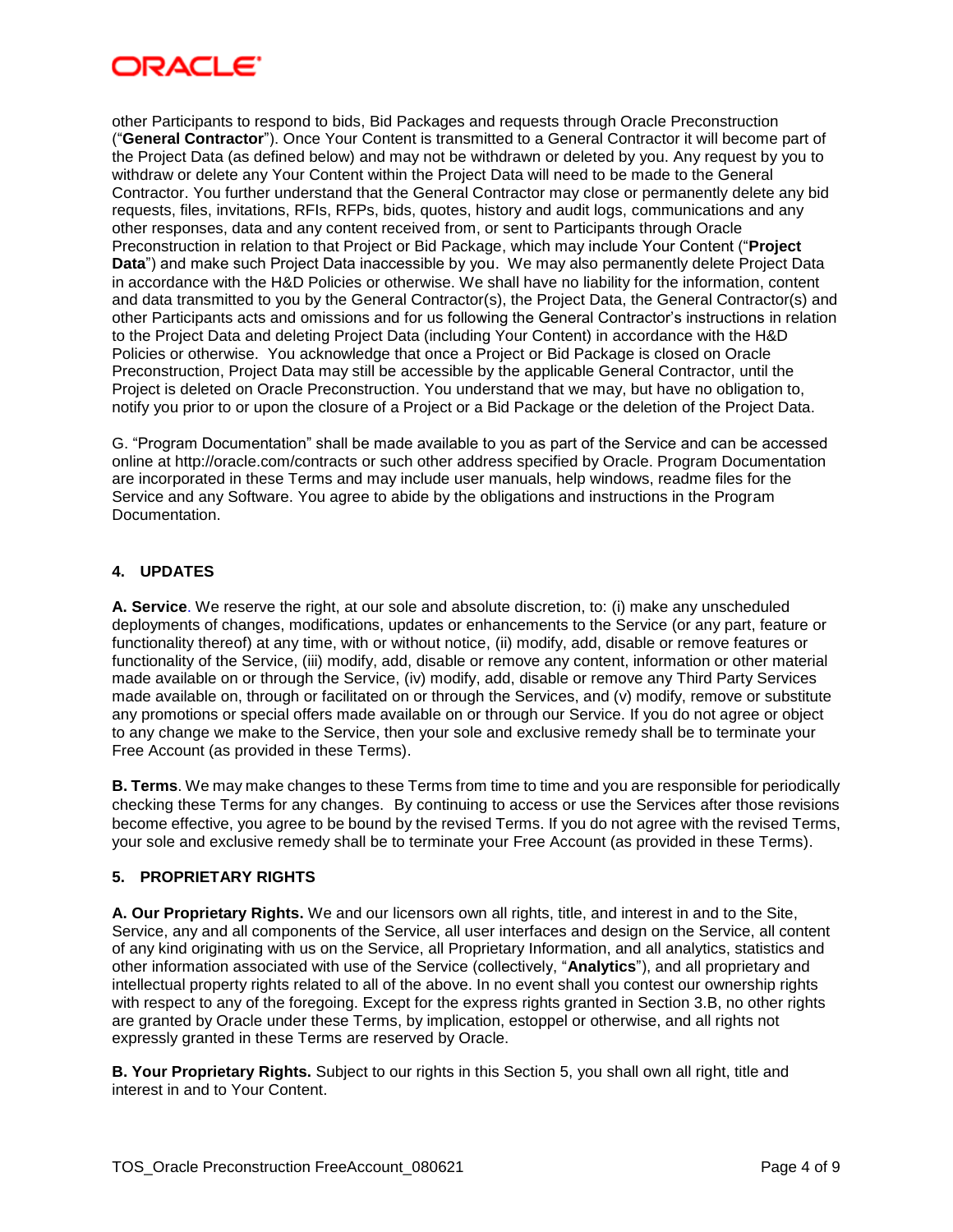other Participants to respond to bids, Bid Packages and requests through Oracle Preconstruction ("**General Contractor**"). Once Your Content is transmitted to a General Contractor it will become part of the Project Data (as defined below) and may not be withdrawn or deleted by you. Any request by you to withdraw or delete any Your Content within the Project Data will need to be made to the General Contractor. You further understand that the General Contractor may close or permanently delete any bid requests, files, invitations, RFIs, RFPs, bids, quotes, history and audit logs, communications and any other responses, data and any content received from, or sent to Participants through Oracle Preconstruction in relation to that Project or Bid Package, which may include Your Content ("**Project Data**") and make such Project Data inaccessible by you. We may also permanently delete Project Data in accordance with the H&D Policies or otherwise. We shall have no liability for the information, content and data transmitted to you by the General Contractor(s), the Project Data, the General Contractor(s) and other Participants acts and omissions and for us following the General Contractor's instructions in relation to the Project Data and deleting Project Data (including Your Content) in accordance with the H&D Policies or otherwise. You acknowledge that once a Project or Bid Package is closed on Oracle Preconstruction, Project Data may still be accessible by the applicable General Contractor, until the Project is deleted on Oracle Preconstruction. You understand that we may, but have no obligation to, notify you prior to or upon the closure of a Project or a Bid Package or the deletion of the Project Data.

G. "Program Documentation" shall be made available to you as part of the Service and can be accessed online at http://oracle.com/contracts or such other address specified by Oracle. Program Documentation are incorporated in these Terms and may include user manuals, help windows, readme files for the Service and any Software. You agree to abide by the obligations and instructions in the Program Documentation.

## 4. UPDATES

**A. Service**. We reserve the right, at our sole and absolute discretion, to: (i) make any unscheduled deployments of changes, modifications, updates or enhancements to the Service (or any part, feature or functionality thereof) at any time, with or without notice, (ii) modify, add, disable or remove features or functionality of the Service, (iii) modify, add, disable or remove any content, information or other material made available on or through the Service, (iv) modify, add, disable or remove any Third Party Services made available on, through or facilitated on or through the Services, and (v) modify, remove or substitute any promotions or special offers made available on or through our Service. If you do not agree or object to any change we make to the Service, then your sole and exclusive remedy shall be to terminate your Free Account (as provided in these Terms).

**B. Terms**. We may make changes to these Terms from time to time and you are responsible for periodically checking these Terms for any changes. By continuing to access or use the Services after those revisions become effective, you agree to be bound by the revised Terms. If you do not agree with the revised Terms, your sole and exclusive remedy shall be to terminate your Free Account (as provided in these Terms).

## 5. PROPRIETARY RIGHTS

**A. Our Proprietary Rights.** We and our licensors own all rights, title, and interest in and to the Site, Service, any and all components of the Service, all user interfaces and design on the Service, all content of any kind originating with us on the Service, all Proprietary Information, and all analytics, statistics and other information associated with use of the Service (collectively, "**Analytics**"), and all proprietary and intellectual property rights related to all of the above. In no event shall you contest our ownership rights with respect to any of the foregoing. Except for the express rights granted in Section 3.B, no other rights are granted by Oracle under these Terms, by implication, estoppel or otherwise, and all rights not expressly granted in these Terms are reserved by Oracle.

**B. Your Proprietary Rights.** Subject to our rights in this Section 5, you shall own all right, title and interest in and to Your Content.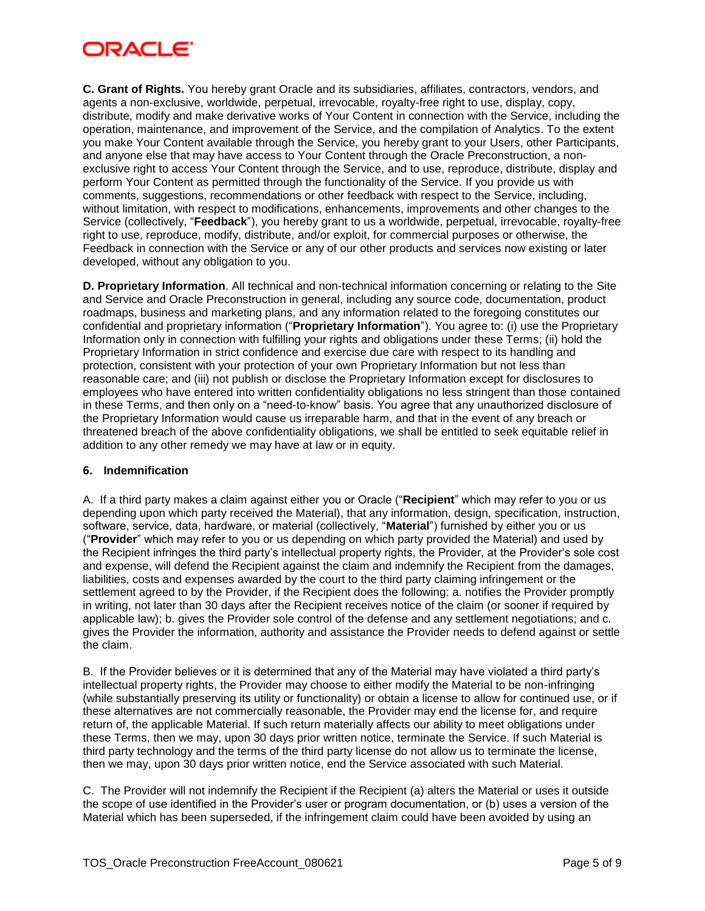**C. Grant of Rights.** You hereby grant Oracle and its subsidiaries, affiliates, contractors, vendors, and agents a non-exclusive, worldwide, perpetual, irrevocable, royalty-free right to use, display, copy, distribute, modify and make derivative works of Your Content in connection with the Service, including the operation, maintenance, and improvement of the Service, and the compilation of Analytics. To the extent you make Your Content available through the Service, you hereby grant to your Users, other Participants, and anyone else that may have access to Your Content through the Oracle Preconstruction, a non-exclusive right to access Your Content through the Service, and to use, reproduce, distribute, display and perform Your Content as permitted through the functionality of the Service. If you provide us with comments, suggestions, recommendations or other feedback with respect to the Service, including, without limitation, with respect to modifications, enhancements, improvements and other changes to the Service (collectively, "**Feedback**"), you hereby grant to us a worldwide, perpetual, irrevocable, royalty-free right to use, reproduce, modify, distribute, and/or exploit, for commercial purposes or otherwise, the Feedback in connection with the Service or any of our other products and services now existing or later developed, without any obligation to you.

**D. Proprietary Information**. All technical and non-technical information concerning or relating to the Site and Service and Oracle Preconstruction in general, including any source code, documentation, product roadmaps, business and marketing plans, and any information related to the foregoing constitutes our confidential and proprietary information ("**Proprietary Information**"). You agree to: (i) use the Proprietary Information only in connection with fulfilling your rights and obligations under these Terms; (ii) hold the Proprietary Information in strict confidence and exercise due care with respect to its handling and protection, consistent with your protection of your own Proprietary Information but not less than reasonable care; and (iii) not publish or disclose the Proprietary Information except for disclosures to employees who have entered into written confidentiality obligations no less stringent than those contained in these Terms, and then only on a "need-to-know" basis. You agree that any unauthorized disclosure of the Proprietary Information would cause us irreparable harm, and that in the event of any breach or threatened breach of the above confidentiality obligations, we shall be entitled to seek equitable relief in addition to any other remedy we may have at law or in equity.

### 6. Indemnification

A. If a third party makes a claim against either you or Oracle ("**Recipient**" which may refer to you or us depending upon which party received the Material), that any information, design, specification, instruction, software, service, data, hardware, or material (collectively, "**Material**") furnished by either you or us ("**Provider**" which may refer to you or us depending on which party provided the Material) and used by the Recipient infringes the third party's intellectual property rights, the Provider, at the Provider's sole cost and expense, will defend the Recipient against the claim and indemnify the Recipient from the damages, liabilities, costs and expenses awarded by the court to the third party claiming infringement or the settlement agreed to by the Provider, if the Recipient does the following: a. notifies the Provider promptly in writing, not later than 30 days after the Recipient receives notice of the claim (or sooner if required by applicable law); b. gives the Provider sole control of the defense and any settlement negotiations; and c. gives the Provider the information, authority and assistance the Provider needs to defend against or settle the claim.

B. If the Provider believes or it is determined that any of the Material may have violated a third party's intellectual property rights, the Provider may choose to either modify the Material to be non-infringing (while substantially preserving its utility or functionality) or obtain a license to allow for continued use, or if these alternatives are not commercially reasonable, the Provider may end the license for, and require return of, the applicable Material. If such return materially affects our ability to meet obligations under these Terms, then we may, upon 30 days prior written notice, terminate the Service. If such Material is third party technology and the terms of the third party license do not allow us to terminate the license, then we may, upon 30 days prior written notice, end the Service associated with such Material.

C. The Provider will not indemnify the Recipient if the Recipient (a) alters the Material or uses it outside the scope of use identified in the Provider's user or program documentation, or (b) uses a version of the Material which has been superseded, if the infringement claim could have been avoided by using an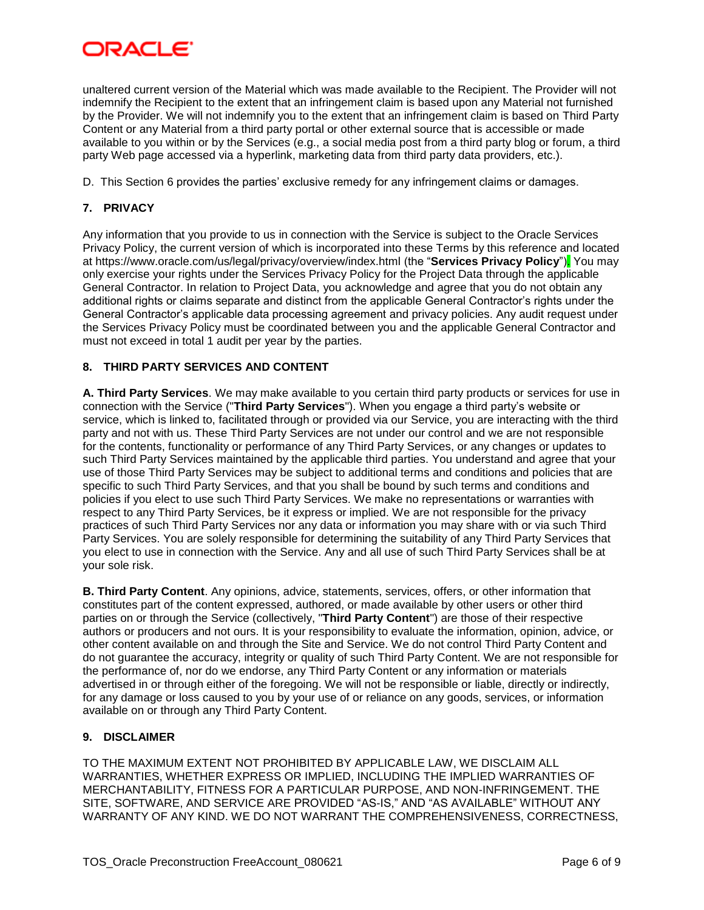unaltered current version of the Material which was made available to the Recipient. The Provider will not indemnify the Recipient to the extent that an infringement claim is based upon any Material not furnished by the Provider. We will not indemnify you to the extent that an infringement claim is based on Third Party Content or any Material from a third party portal or other external source that is accessible or made available to you within or by the Services (e.g., a social media post from a third party blog or forum, a third party Web page accessed via a hyperlink, marketing data from third party data providers, etc.).

D. This Section 6 provides the parties' exclusive remedy for any infringement claims or damages.

### 7. PRIVACY

Any information that you provide to us in connection with the Service is subject to the Oracle Services Privacy Policy, the current version of which is incorporated into these Terms by this reference and located at https://www.oracle.com/us/legal/privacy/overview/index.html (the "**Services Privacy Policy**"). You may only exercise your rights under the Services Privacy Policy for the Project Data through the applicable General Contractor. In relation to Project Data, you acknowledge and agree that you do not obtain any additional rights or claims separate and distinct from the applicable General Contractor's rights under the General Contractor's applicable data processing agreement and privacy policies. Any audit request under the Services Privacy Policy must be coordinated between you and the applicable General Contractor and must not exceed in total 1 audit per year by the parties.

### 8. THIRD PARTY SERVICES AND CONTENT

**A. Third Party Services**. We may make available to you certain third party products or services for use in connection with the Service ("**Third Party Services**"). When you engage a third party's website or service, which is linked to, facilitated through or provided via our Service, you are interacting with the third party and not with us. These Third Party Services are not under our control and we are not responsible for the contents, functionality or performance of any Third Party Services, or any changes or updates to such Third Party Services maintained by the applicable third parties. You understand and agree that your use of those Third Party Services may be subject to additional terms and conditions and policies that are specific to such Third Party Services, and that you shall be bound by such terms and conditions and policies if you elect to use such Third Party Services. We make no representations or warranties with respect to any Third Party Services, be it express or implied. We are not responsible for the privacy practices of such Third Party Services nor any data or information you may share with or via such Third Party Services. You are solely responsible for determining the suitability of any Third Party Services that you elect to use in connection with the Service. Any and all use of such Third Party Services shall be at your sole risk.

**B. Third Party Content**. Any opinions, advice, statements, services, offers, or other information that constitutes part of the content expressed, authored, or made available by other users or other third parties on or through the Service (collectively, "**Third Party Content**") are those of their respective authors or producers and not ours. It is your responsibility to evaluate the information, opinion, advice, or other content available on and through the Site and Service. We do not control Third Party Content and do not guarantee the accuracy, integrity or quality of such Third Party Content. We are not responsible for the performance of, nor do we endorse, any Third Party Content or any information or materials advertised in or through either of the foregoing. We will not be responsible or liable, directly or indirectly, for any damage or loss caused to you by your use of or reliance on any goods, services, or information available on or through any Third Party Content.

### 9. DISCLAIMER

TO THE MAXIMUM EXTENT NOT PROHIBITED BY APPLICABLE LAW, WE DISCLAIM ALL WARRANTIES, WHETHER EXPRESS OR IMPLIED, INCLUDING THE IMPLIED WARRANTIES OF MERCHANTABILITY, FITNESS FOR A PARTICULAR PURPOSE, AND NON-INFRINGEMENT. THE SITE, SOFTWARE, AND SERVICE ARE PROVIDED "AS-IS," AND "AS AVAILABLE" WITHOUT ANY WARRANTY OF ANY KIND. WE DO NOT WARRANT THE COMPREHENSIVENESS, CORRECTNESS,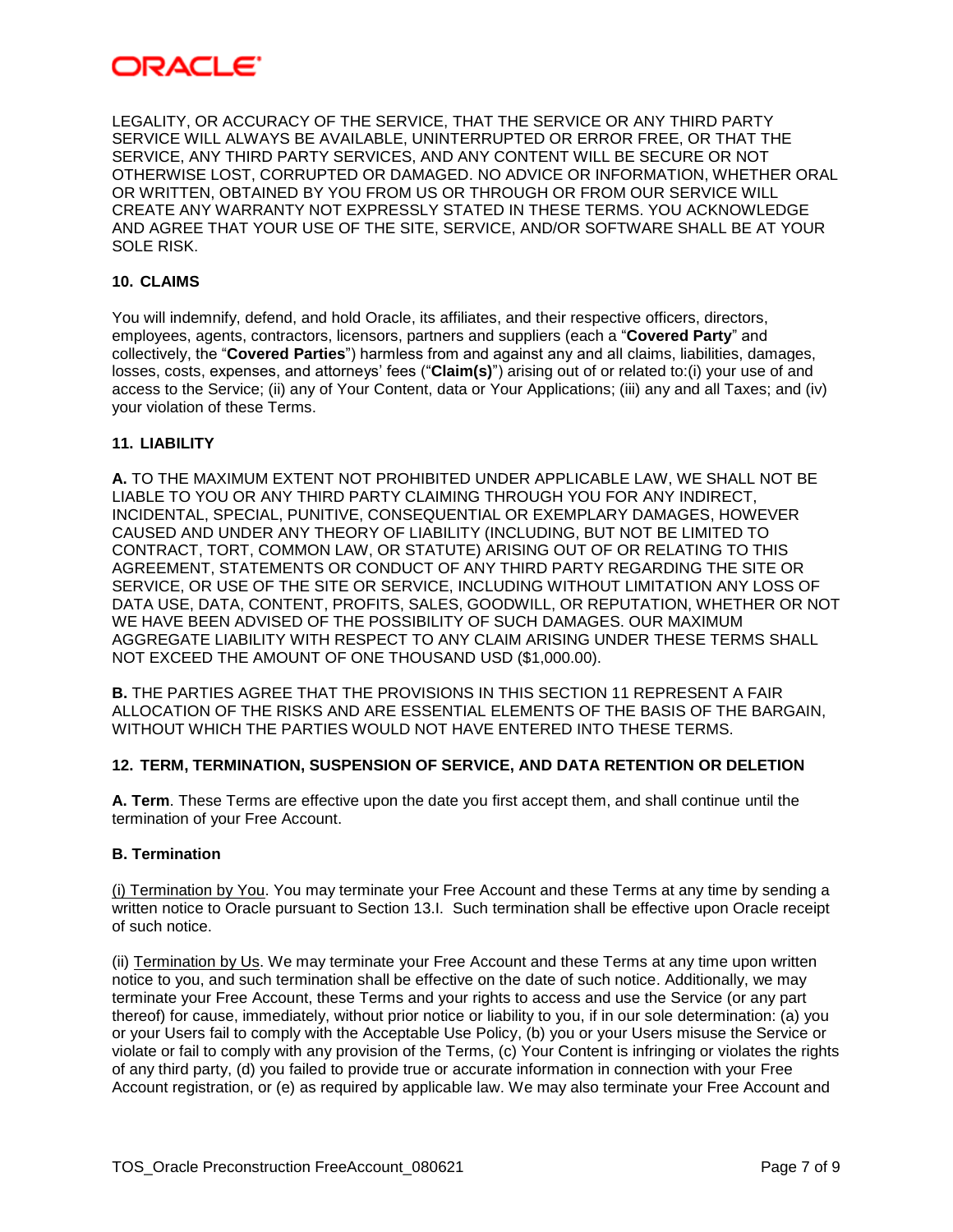LEGALITY, OR ACCURACY OF THE SERVICE, THAT THE SERVICE OR ANY THIRD PARTY SERVICE WILL ALWAYS BE AVAILABLE, UNINTERRUPTED OR ERROR FREE, OR THAT THE SERVICE, ANY THIRD PARTY SERVICES, AND ANY CONTENT WILL BE SECURE OR NOT OTHERWISE LOST, CORRUPTED OR DAMAGED. NO ADVICE OR INFORMATION, WHETHER ORAL OR WRITTEN, OBTAINED BY YOU FROM US OR THROUGH OR FROM OUR SERVICE WILL CREATE ANY WARRANTY NOT EXPRESSLY STATED IN THESE TERMS. YOU ACKNOWLEDGE AND AGREE THAT YOUR USE OF THE SITE, SERVICE, AND/OR SOFTWARE SHALL BE AT YOUR SOLE RISK.

**10. CLAIMS**

You will indemnify, defend, and hold Oracle, its affiliates, and their respective officers, directors, employees, agents, contractors, licensors, partners and suppliers (each a "**Covered Party**" and collectively, the "**Covered Parties**") harmless from and against any and all claims, liabilities, damages, losses, costs, expenses, and attorneys' fees ("**Claim(s)**") arising out of or related to:(i) your use of and access to the Service; (ii) any of Your Content, data or Your Applications; (iii) any and all Taxes; and (iv) your violation of these Terms.

**11. LIABILITY**

**A.** TO THE MAXIMUM EXTENT NOT PROHIBITED UNDER APPLICABLE LAW, WE SHALL NOT BE LIABLE TO YOU OR ANY THIRD PARTY CLAIMING THROUGH YOU FOR ANY INDIRECT, INCIDENTAL, SPECIAL, PUNITIVE, CONSEQUENTIAL OR EXEMPLARY DAMAGES, HOWEVER CAUSED AND UNDER ANY THEORY OF LIABILITY (INCLUDING, BUT NOT BE LIMITED TO CONTRACT, TORT, COMMON LAW, OR STATUTE) ARISING OUT OF OR RELATING TO THIS AGREEMENT, STATEMENTS OR CONDUCT OF ANY THIRD PARTY REGARDING THE SITE OR SERVICE, OR USE OF THE SITE OR SERVICE, INCLUDING WITHOUT LIMITATION ANY LOSS OF DATA USE, DATA, CONTENT, PROFITS, SALES, GOODWILL, OR REPUTATION, WHETHER OR NOT WE HAVE BEEN ADVISED OF THE POSSIBILITY OF SUCH DAMAGES. OUR MAXIMUM AGGREGATE LIABILITY WITH RESPECT TO ANY CLAIM ARISING UNDER THESE TERMS SHALL NOT EXCEED THE AMOUNT OF ONE THOUSAND USD ($1,000.00).

**B.** THE PARTIES AGREE THAT THE PROVISIONS IN THIS SECTION 11 REPRESENT A FAIR ALLOCATION OF THE RISKS AND ARE ESSENTIAL ELEMENTS OF THE BASIS OF THE BARGAIN, WITHOUT WHICH THE PARTIES WOULD NOT HAVE ENTERED INTO THESE TERMS.

**12. TERM, TERMINATION, SUSPENSION OF SERVICE, AND DATA RETENTION OR DELETION**

**A. Term**. These Terms are effective upon the date you first accept them, and shall continue until the termination of your Free Account.

**B. Termination**

(i) Termination by You. You may terminate your Free Account and these Terms at any time by sending a written notice to Oracle pursuant to Section 13.I. Such termination shall be effective upon Oracle receipt of such notice.

(ii) Termination by Us. We may terminate your Free Account and these Terms at any time upon written notice to you, and such termination shall be effective on the date of such notice. Additionally, we may terminate your Free Account, these Terms and your rights to access and use the Service (or any part thereof) for cause, immediately, without prior notice or liability to you, if in our sole determination: (a) you or your Users fail to comply with the Acceptable Use Policy, (b) you or your Users misuse the Service or violate or fail to comply with any provision of the Terms, (c) Your Content is infringing or violates the rights of any third party, (d) you failed to provide true or accurate information in connection with your Free Account registration, or (e) as required by applicable law. We may also terminate your Free Account and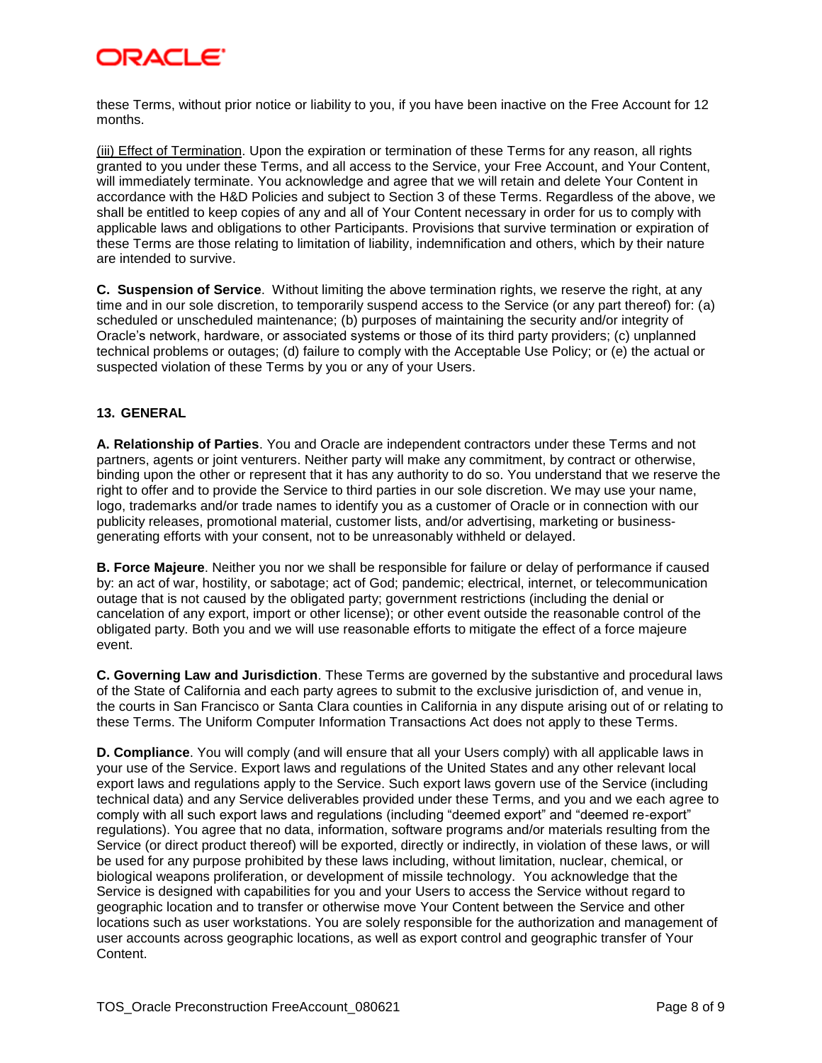these Terms, without prior notice or liability to you, if you have been inactive on the Free Account for 12 months.

(iii) Effect of Termination. Upon the expiration or termination of these Terms for any reason, all rights granted to you under these Terms, and all access to the Service, your Free Account, and Your Content, will immediately terminate. You acknowledge and agree that we will retain and delete Your Content in accordance with the H&D Policies and subject to Section 3 of these Terms. Regardless of the above, we shall be entitled to keep copies of any and all of Your Content necessary in order for us to comply with applicable laws and obligations to other Participants. Provisions that survive termination or expiration of these Terms are those relating to limitation of liability, indemnification and others, which by their nature are intended to survive.

**C. Suspension of Service**. Without limiting the above termination rights, we reserve the right, at any time and in our sole discretion, to temporarily suspend access to the Service (or any part thereof) for: (a) scheduled or unscheduled maintenance; (b) purposes of maintaining the security and/or integrity of Oracle's network, hardware, or associated systems or those of its third party providers; (c) unplanned technical problems or outages; (d) failure to comply with the Acceptable Use Policy; or (e) the actual or suspected violation of these Terms by you or any of your Users.

## 13. GENERAL

**A. Relationship of Parties**. You and Oracle are independent contractors under these Terms and not partners, agents or joint venturers. Neither party will make any commitment, by contract or otherwise, binding upon the other or represent that it has any authority to do so. You understand that we reserve the right to offer and to provide the Service to third parties in our sole discretion. We may use your name, logo, trademarks and/or trade names to identify you as a customer of Oracle or in connection with our publicity releases, promotional material, customer lists, and/or advertising, marketing or business-generating efforts with your consent, not to be unreasonably withheld or delayed.

**B. Force Majeure**. Neither you nor we shall be responsible for failure or delay of performance if caused by: an act of war, hostility, or sabotage; act of God; pandemic; electrical, internet, or telecommunication outage that is not caused by the obligated party; government restrictions (including the denial or cancelation of any export, import or other license); or other event outside the reasonable control of the obligated party. Both you and we will use reasonable efforts to mitigate the effect of a force majeure event.

**C. Governing Law and Jurisdiction**. These Terms are governed by the substantive and procedural laws of the State of California and each party agrees to submit to the exclusive jurisdiction of, and venue in, the courts in San Francisco or Santa Clara counties in California in any dispute arising out of or relating to these Terms. The Uniform Computer Information Transactions Act does not apply to these Terms.

**D. Compliance**. You will comply (and will ensure that all your Users comply) with all applicable laws in your use of the Service. Export laws and regulations of the United States and any other relevant local export laws and regulations apply to the Service. Such export laws govern use of the Service (including technical data) and any Service deliverables provided under these Terms, and you and we each agree to comply with all such export laws and regulations (including "deemed export" and "deemed re-export" regulations). You agree that no data, information, software programs and/or materials resulting from the Service (or direct product thereof) will be exported, directly or indirectly, in violation of these laws, or will be used for any purpose prohibited by these laws including, without limitation, nuclear, chemical, or biological weapons proliferation, or development of missile technology. You acknowledge that the Service is designed with capabilities for you and your Users to access the Service without regard to geographic location and to transfer or otherwise move Your Content between the Service and other locations such as user workstations. You are solely responsible for the authorization and management of user accounts across geographic locations, as well as export control and geographic transfer of Your Content.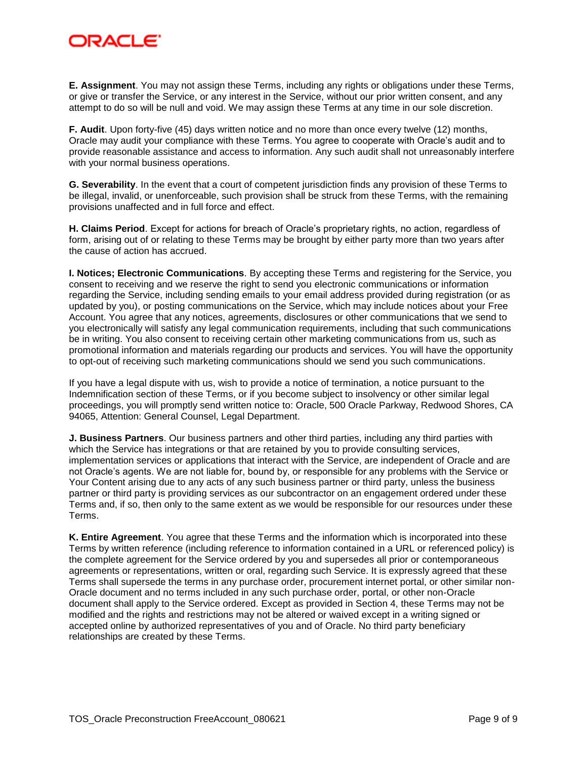**E. Assignment**. You may not assign these Terms, including any rights or obligations under these Terms, or give or transfer the Service, or any interest in the Service, without our prior written consent, and any attempt to do so will be null and void. We may assign these Terms at any time in our sole discretion.

**F. Audit**. Upon forty-five (45) days written notice and no more than once every twelve (12) months, Oracle may audit your compliance with these Terms. You agree to cooperate with Oracle's audit and to provide reasonable assistance and access to information. Any such audit shall not unreasonably interfere with your normal business operations.

**G. Severability**. In the event that a court of competent jurisdiction finds any provision of these Terms to be illegal, invalid, or unenforceable, such provision shall be struck from these Terms, with the remaining provisions unaffected and in full force and effect.

**H. Claims Period**. Except for actions for breach of Oracle's proprietary rights, no action, regardless of form, arising out of or relating to these Terms may be brought by either party more than two years after the cause of action has accrued.

**I. Notices; Electronic Communications**. By accepting these Terms and registering for the Service, you consent to receiving and we reserve the right to send you electronic communications or information regarding the Service, including sending emails to your email address provided during registration (or as updated by you), or posting communications on the Service, which may include notices about your Free Account. You agree that any notices, agreements, disclosures or other communications that we send to you electronically will satisfy any legal communication requirements, including that such communications be in writing. You also consent to receiving certain other marketing communications from us, such as promotional information and materials regarding our products and services. You will have the opportunity to opt-out of receiving such marketing communications should we send you such communications.

If you have a legal dispute with us, wish to provide a notice of termination, a notice pursuant to the Indemnification section of these Terms, or if you become subject to insolvency or other similar legal proceedings, you will promptly send written notice to: Oracle, 500 Oracle Parkway, Redwood Shores, CA 94065, Attention: General Counsel, Legal Department.

**J. Business Partners**. Our business partners and other third parties, including any third parties with which the Service has integrations or that are retained by you to provide consulting services, implementation services or applications that interact with the Service, are independent of Oracle and are not Oracle's agents. We are not liable for, bound by, or responsible for any problems with the Service or Your Content arising due to any acts of any such business partner or third party, unless the business partner or third party is providing services as our subcontractor on an engagement ordered under these Terms and, if so, then only to the same extent as we would be responsible for our resources under these Terms.

**K. Entire Agreement**. You agree that these Terms and the information which is incorporated into these Terms by written reference (including reference to information contained in a URL or referenced policy) is the complete agreement for the Service ordered by you and supersedes all prior or contemporaneous agreements or representations, written or oral, regarding such Service. It is expressly agreed that these Terms shall supersede the terms in any purchase order, procurement internet portal, or other similar non-Oracle document and no terms included in any such purchase order, portal, or other non-Oracle document shall apply to the Service ordered. Except as provided in Section 4, these Terms may not be modified and the rights and restrictions may not be altered or waived except in a writing signed or accepted online by authorized representatives of you and of Oracle. No third party beneficiary relationships are created by these Terms.